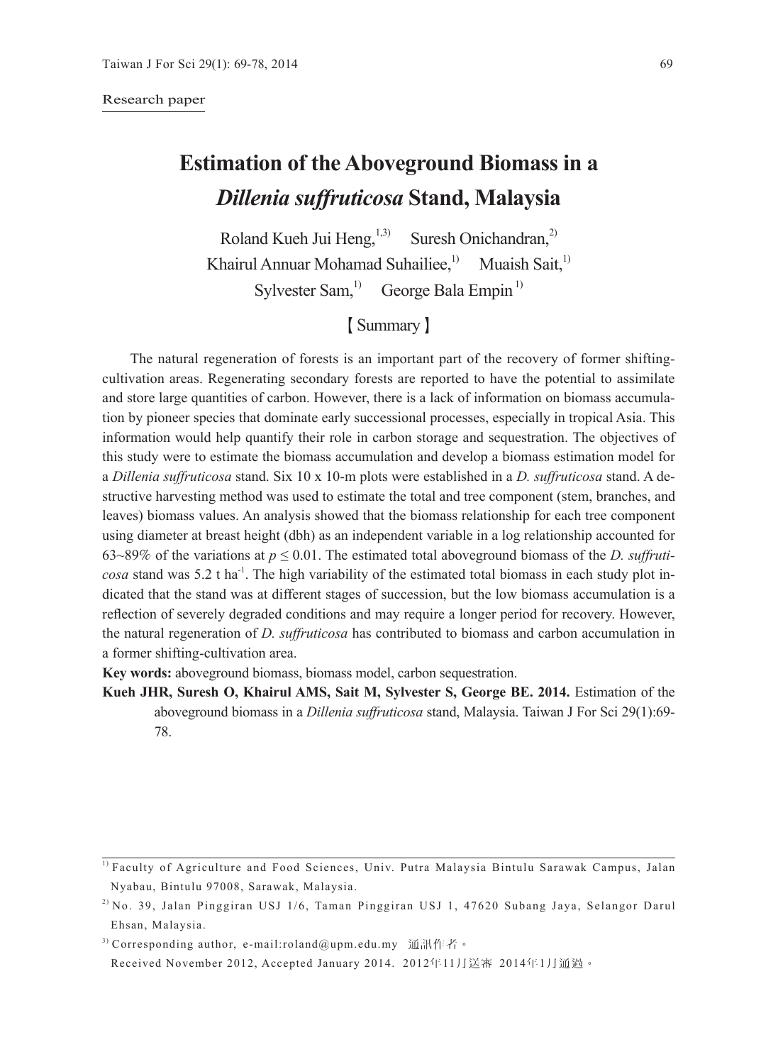Research paper

# Estimation of the Aboveground Biomass in a *Dillenia suffruticosa* Stand, Malaysia

Roland Kueh Jui Heng,[1,3] Suresh Onichandran,[2] Khairul Annuar Mohamad Suhailiee,[1] Muaish Sait,[1] Sylvester Sam,[1] George Bala Empin[1]

## 【Summary】

The natural regeneration of forests is an important part of the recovery of former shifting-cultivation areas. Regenerating secondary forests are reported to have the potential to assimilate and store large quantities of carbon. However, there is a lack of information on biomass accumulation by pioneer species that dominate early successional processes, especially in tropical Asia. This information would help quantify their role in carbon storage and sequestration. The objectives of this study were to estimate the biomass accumulation and develop a biomass estimation model for a *Dillenia suffruticosa* stand. Six 10 x 10-m plots were established in a *D. suffruticosa* stand. A destructive harvesting method was used to estimate the total and tree component (stem, branches, and leaves) biomass values. An analysis showed that the biomass relationship for each tree component using diameter at breast height (dbh) as an independent variable in a log relationship accounted for 63~89% of the variations at $p \leq 0.01$. The estimated total aboveground biomass of the *D. suffruticosa* stand was 5.2 t $ha^{-1}$. The high variability of the estimated total biomass in each study plot indicated that the stand was at different stages of succession, but the low biomass accumulation is a reflection of severely degraded conditions and may require a longer period for recovery. However, the natural regeneration of *D. suffruticosa* has contributed to biomass and carbon accumulation in a former shifting-cultivation area.

**Key words:** aboveground biomass, biomass model, carbon sequestration.

**Kueh JHR, Suresh O, Khairul AMS, Sait M, Sylvester S, George BE. 2014.** Estimation of the aboveground biomass in a *Dillenia suffruticosa* stand, Malaysia. Taiwan J For Sci 29(1):69-78.

---

[1] Faculty of Agriculture and Food Sciences, Univ. Putra Malaysia Bintulu Sarawak Campus, Jalan Nyabau, Bintulu 97008, Sarawak, Malaysia.

[2] No. 39, Jalan Pinggiran USJ 1/6, Taman Pinggiran USJ 1, 47620 Subang Jaya, Selangor Darul Ehsan, Malaysia.

[3] Corresponding author, e-mail:roland@upm.edu.my 通訊作者。

Received November 2012, Accepted January 2014. 2012年11月送審 2014年1月通過。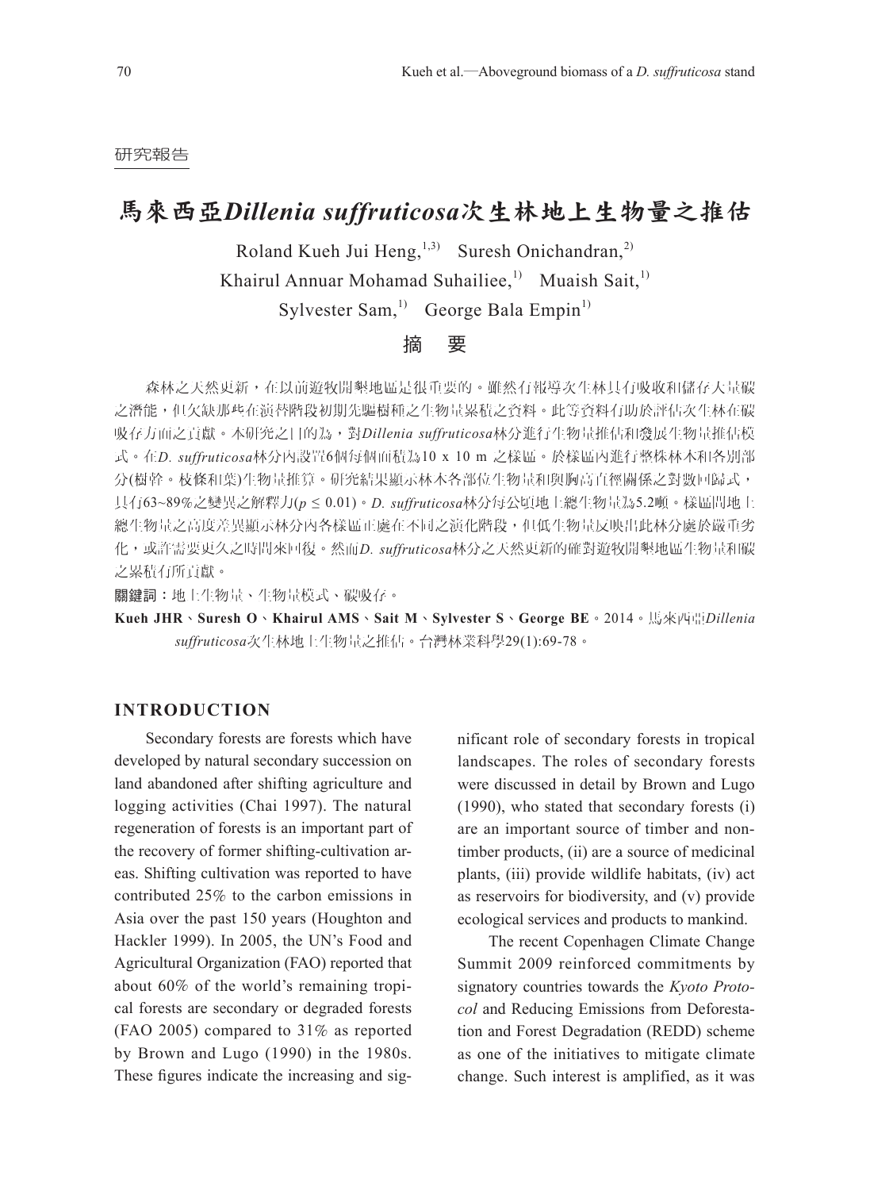研究報告

# 馬來西亞*Dillenia suffruticosa*次生林地上生物量之推估

Roland Kueh Jui Heng,[1,3) Suresh Onichandran,[2)]
Khairul Annuar Mohamad Suhailiee,[1)] Muaish Sait,[1)]
Sylvester Sam,[1)] George Bala Empin[1)]

## 摘　要

森林之天然更新，在以前遊牧開墾地區是很重要的。雖然有報導次生林具有吸收和儲存大量碳之潛能，但欠缺那些在演替階段初期先驅樹種之生物量累積之資料。此等資料有助於評估次生林在碳吸存方面之貢獻。本研究之目的為，對*Dillenia suffruticosa*林分進行生物量推估和發展生物量推估模式。在*D. suffruticosa*林分內設置6個每個面積為10 x 10 m 之樣區。於樣區內進行整株林木和各別部分(樹幹。枝條和葉)生物量推算。研究結果顯示林木各部位生物量和與胸高直徑關係之對數回歸式，具有63~89%之變異之解釋力($p \leq 0.01$)。*D. suffruticosa*林分每公頃地上總生物量為5.2噸。樣區間地上總生物量之高度差異顯示林分內各樣區正處在不同之演化階段，但低生物量反映出此林分處於嚴重劣化，或許需要更久之時間來回復。然而*D. suffruticosa*林分之天然更新的確對遊牧開墾地區生物量和碳之累積有所貢獻。

**關鍵詞：**地上生物量、生物量模式、碳吸存。

**Kueh JHR、Suresh O、Khairul AMS、Sait M、Sylvester S、George BE**。2014。馬來西亞*Dillenia suffruticosa*次生林地上生物量之推估。台灣林業科學29(1):69-78。

## INTRODUCTION

Secondary forests are forests which have developed by natural secondary succession on land abandoned after shifting agriculture and logging activities (Chai 1997). The natural regeneration of forests is an important part of the recovery of former shifting-cultivation areas. Shifting cultivation was reported to have contributed 25% to the carbon emissions in Asia over the past 150 years (Houghton and Hackler 1999). In 2005, the UN's Food and Agricultural Organization (FAO) reported that about 60% of the world's remaining tropical forests are secondary or degraded forests (FAO 2005) compared to 31% as reported by Brown and Lugo (1990) in the 1980s. These figures indicate the increasing and significant role of secondary forests in tropical landscapes. The roles of secondary forests were discussed in detail by Brown and Lugo (1990), who stated that secondary forests (i) are an important source of timber and non-timber products, (ii) are a source of medicinal plants, (iii) provide wildlife habitats, (iv) act as reservoirs for biodiversity, and (v) provide ecological services and products to mankind.

The recent Copenhagen Climate Change Summit 2009 reinforced commitments by signatory countries towards the *Kyoto Protocol* and Reducing Emissions from Deforestation and Forest Degradation (REDD) scheme as one of the initiatives to mitigate climate change. Such interest is amplified, as it was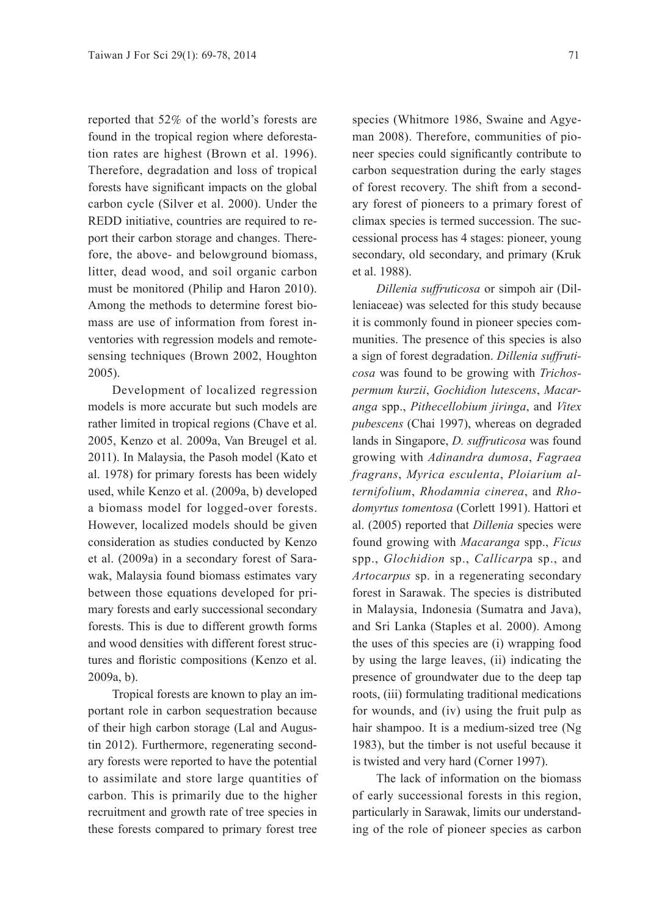reported that 52% of the world's forests are found in the tropical region where deforestation rates are highest (Brown et al. 1996). Therefore, degradation and loss of tropical forests have significant impacts on the global carbon cycle (Silver et al. 2000). Under the REDD initiative, countries are required to report their carbon storage and changes. Therefore, the above- and belowground biomass, litter, dead wood, and soil organic carbon must be monitored (Philip and Haron 2010). Among the methods to determine forest biomass are use of information from forest inventories with regression models and remote-sensing techniques (Brown 2002, Houghton 2005).

Development of localized regression models is more accurate but such models are rather limited in tropical regions (Chave et al. 2005, Kenzo et al. 2009a, Van Breugel et al. 2011). In Malaysia, the Pasoh model (Kato et al. 1978) for primary forests has been widely used, while Kenzo et al. (2009a, b) developed a biomass model for logged-over forests. However, localized models should be given consideration as studies conducted by Kenzo et al. (2009a) in a secondary forest of Sarawak, Malaysia found biomass estimates vary between those equations developed for primary forests and early successional secondary forests. This is due to different growth forms and wood densities with different forest structures and floristic compositions (Kenzo et al. 2009a, b).

Tropical forests are known to play an important role in carbon sequestration because of their high carbon storage (Lal and Augustin 2012). Furthermore, regenerating secondary forests were reported to have the potential to assimilate and store large quantities of carbon. This is primarily due to the higher recruitment and growth rate of tree species in these forests compared to primary forest tree species (Whitmore 1986, Swaine and Agyeman 2008). Therefore, communities of pioneer species could significantly contribute to carbon sequestration during the early stages of forest recovery. The shift from a secondary forest of pioneers to a primary forest of climax species is termed succession. The successional process has 4 stages: pioneer, young secondary, old secondary, and primary (Kruk et al. 1988).

*Dillenia suffruticosa* or simpoh air (Dilleniaceae) was selected for this study because it is commonly found in pioneer species communities. The presence of this species is also a sign of forest degradation. *Dillenia suffruticosa* was found to be growing with *Trichospermum kurzii*, *Gochidion lutescens*, *Macaranga* spp., *Pithecellobium jiringa*, and *Vitex pubescens* (Chai 1997), whereas on degraded lands in Singapore, *D. suffruticosa* was found growing with *Adinandra dumosa*, *Fagraea fragrans*, *Myrica esculenta*, *Ploiarium alternifolium*, *Rhodamnia cinerea*, and *Rhodomyrtus tomentosa* (Corlett 1991). Hattori et al. (2005) reported that *Dillenia* species were found growing with *Macaranga* spp., *Ficus* spp., *Glochidion* sp., *Callicarp*a sp., and *Artocarpus* sp. in a regenerating secondary forest in Sarawak. The species is distributed in Malaysia, Indonesia (Sumatra and Java), and Sri Lanka (Staples et al. 2000). Among the uses of this species are (i) wrapping food by using the large leaves, (ii) indicating the presence of groundwater due to the deep tap roots, (iii) formulating traditional medications for wounds, and (iv) using the fruit pulp as hair shampoo. It is a medium-sized tree (Ng 1983), but the timber is not useful because it is twisted and very hard (Corner 1997).

The lack of information on the biomass of early successional forests in this region, particularly in Sarawak, limits our understanding of the role of pioneer species as carbon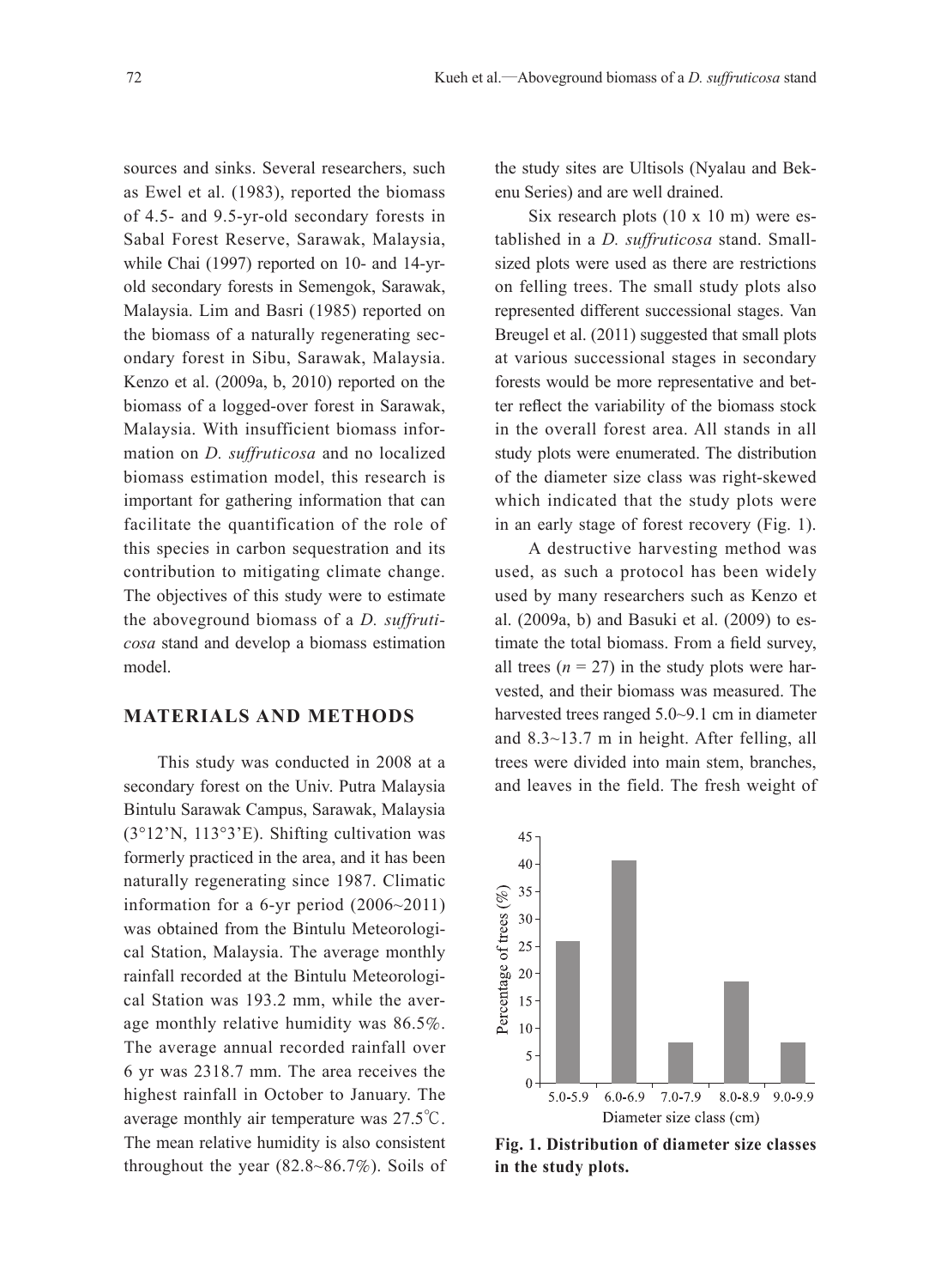sources and sinks. Several researchers, such as Ewel et al. (1983), reported the biomass of 4.5- and 9.5-yr-old secondary forests in Sabal Forest Reserve, Sarawak, Malaysia, while Chai (1997) reported on 10- and 14-yr-old secondary forests in Semengok, Sarawak, Malaysia. Lim and Basri (1985) reported on the biomass of a naturally regenerating secondary forest in Sibu, Sarawak, Malaysia. Kenzo et al. (2009a, b, 2010) reported on the biomass of a logged-over forest in Sarawak, Malaysia. With insufficient biomass information on *D. suffruticosa* and no localized biomass estimation model, this research is important for gathering information that can facilitate the quantification of the role of this species in carbon sequestration and its contribution to mitigating climate change. The objectives of this study were to estimate the aboveground biomass of a *D. suffruticosa* stand and develop a biomass estimation model.

## MATERIALS AND METHODS

This study was conducted in 2008 at a secondary forest on the Univ. Putra Malaysia Bintulu Sarawak Campus, Sarawak, Malaysia (3°12'N, 113°3'E). Shifting cultivation was formerly practiced in the area, and it has been naturally regenerating since 1987. Climatic information for a 6-yr period (2006~2011) was obtained from the Bintulu Meteorological Station, Malaysia. The average monthly rainfall recorded at the Bintulu Meteorological Station was 193.2 mm, while the average monthly relative humidity was 86.5%. The average annual recorded rainfall over 6 yr was 2318.7 mm. The area receives the highest rainfall in October to January. The average monthly air temperature was 27.5℃. The mean relative humidity is also consistent throughout the year (82.8~86.7%). Soils of the study sites are Ultisols (Nyalau and Bekenu Series) and are well drained.

Six research plots (10 x 10 m) were established in a *D. suffruticosa* stand. Small-sized plots were used as there are restrictions on felling trees. The small study plots also represented different successional stages. Van Breugel et al. (2011) suggested that small plots at various successional stages in secondary forests would be more representative and better reflect the variability of the biomass stock in the overall forest area. All stands in all study plots were enumerated. The distribution of the diameter size class was right-skewed which indicated that the study plots were in an early stage of forest recovery (Fig. 1).

A destructive harvesting method was used, as such a protocol has been widely used by many researchers such as Kenzo et al. (2009a, b) and Basuki et al. (2009) to estimate the total biomass. From a field survey, all trees ($n = 27$) in the study plots were harvested, and their biomass was measured. The harvested trees ranged 5.0~9.1 cm in diameter and 8.3~13.7 m in height. After felling, all trees were divided into main stem, branches, and leaves in the field. The fresh weight of

**Fig. 1. Distribution of diameter size classes in the study plots.**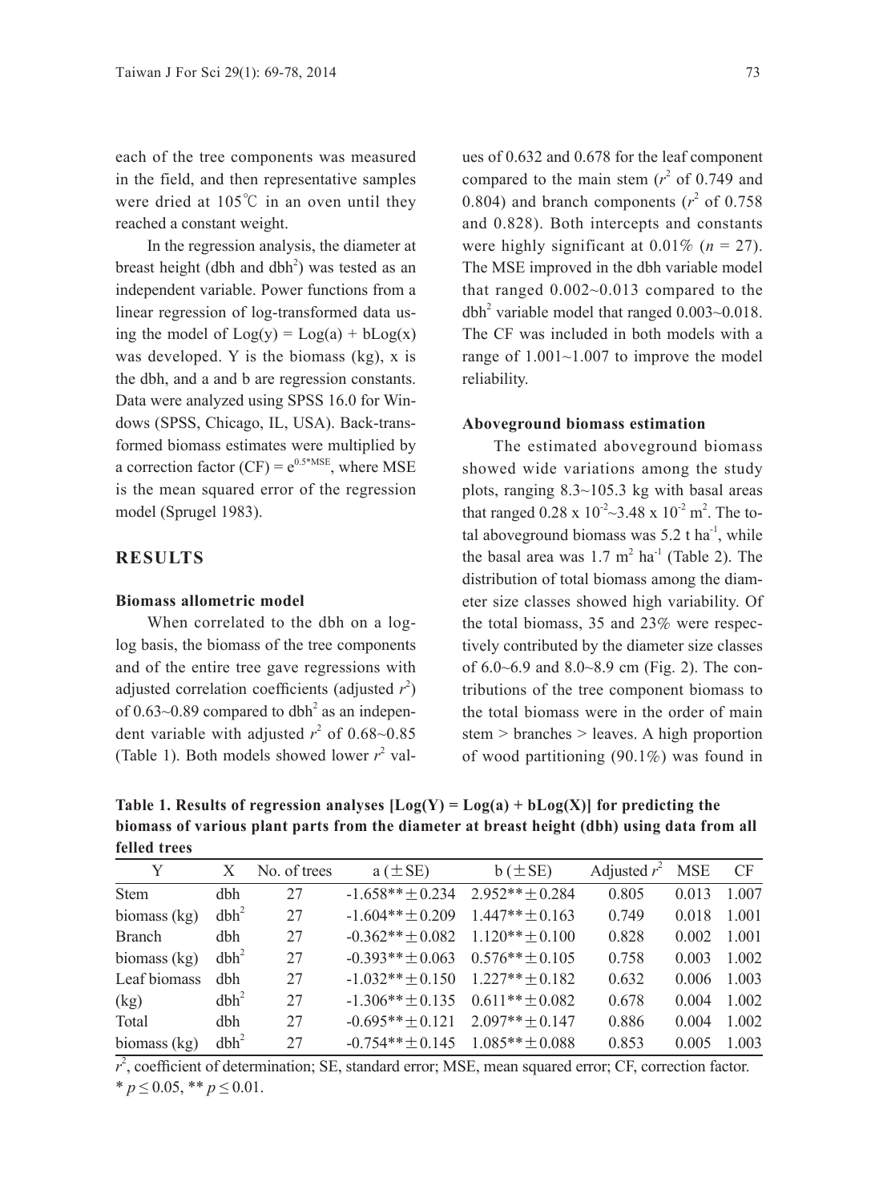each of the tree components was measured in the field, and then representative samples were dried at 105℃ in an oven until they reached a constant weight.

In the regression analysis, the diameter at breast height (dbh and $dbh^2$) was tested as an independent variable. Power functions from a linear regression of log-transformed data using the model of $Log(y) = Log(a) + bLog(x)$ was developed. Y is the biomass (kg), x is the dbh, and a and b are regression constants. Data were analyzed using SPSS 16.0 for Windows (SPSS, Chicago, IL, USA). Back-transformed biomass estimates were multiplied by a correction factor $(CF) = e^{0.5*MSE}$, where MSE is the mean squared error of the regression model (Sprugel 1983).

## RESULTS

### Biomass allometric model

When correlated to the dbh on a log-log basis, the biomass of the tree components and of the entire tree gave regressions with adjusted correlation coefficients (adjusted $r^2$) of 0.63~0.89 compared to $dbh^2$ as an independent variable with adjusted $r^2$ of 0.68~0.85 (Table 1). Both models showed lower $r^2$ values of 0.632 and 0.678 for the leaf component compared to the main stem ($r^2$ of 0.749 and 0.804) and branch components ($r^2$ of 0.758 and 0.828). Both intercepts and constants were highly significant at 0.01% ($n$ = 27). The MSE improved in the dbh variable model that ranged 0.002~0.013 compared to the $dbh^2$ variable model that ranged 0.003~0.018. The CF was included in both models with a range of 1.001~1.007 to improve the model reliability.

### Aboveground biomass estimation

The estimated aboveground biomass showed wide variations among the study plots, ranging 8.3~105.3 kg with basal areas that ranged $0.28 \times 10^{-2}$~$3.48 \times 10^{-2}$ $m^2$. The total aboveground biomass was 5.2 t $ha^{-1}$, while the basal area was 1.7 $m^2$ $ha^{-1}$ (Table 2). The distribution of total biomass among the diameter size classes showed high variability. Of the total biomass, 35 and 23% were respectively contributed by the diameter size classes of 6.0~6.9 and 8.0~8.9 cm (Fig. 2). The contributions of the tree component biomass to the total biomass were in the order of main stem > branches > leaves. A high proportion of wood partitioning (90.1%) was found in

**Table 1. Results of regression analyses [Log(Y) = Log(a) + bLog(X)] for predicting the biomass of various plant parts from the diameter at breast height (dbh) using data from all felled trees**

| Y | X | No. of trees | a (±SE) | b (±SE) | Adjusted $r^2$ | MSE | CF |
|---|---|---|---|---|---|---|---|
| Stem | dbh | 27 | -1.658**±0.234 | 2.952**±0.284 | 0.805 | 0.013 | 1.007 |
| biomass (kg) | $dbh^2$ | 27 | -1.604**±0.209 | 1.447**±0.163 | 0.749 | 0.018 | 1.001 |
| Branch | dbh | 27 | -0.362**±0.082 | 1.120**±0.100 | 0.828 | 0.002 | 1.001 |
| biomass (kg) | $dbh^2$ | 27 | -0.393**±0.063 | 0.576**±0.105 | 0.758 | 0.003 | 1.002 |
| Leaf biomass | dbh | 27 | -1.032**±0.150 | 1.227**±0.182 | 0.632 | 0.006 | 1.003 |
| (kg) | $dbh^2$ | 27 | -1.306**±0.135 | 0.611**±0.082 | 0.678 | 0.004 | 1.002 |
| Total | dbh | 27 | -0.695**±0.121 | 2.097**±0.147 | 0.886 | 0.004 | 1.002 |
| biomass (kg) | $dbh^2$ | 27 | -0.754**±0.145 | 1.085**±0.088 | 0.853 | 0.005 | 1.003 |

$r^2$, coefficient of determination; SE, standard error; MSE, mean squared error; CF, correction factor.
* $p \le 0.05$, ** $p \le 0.01$.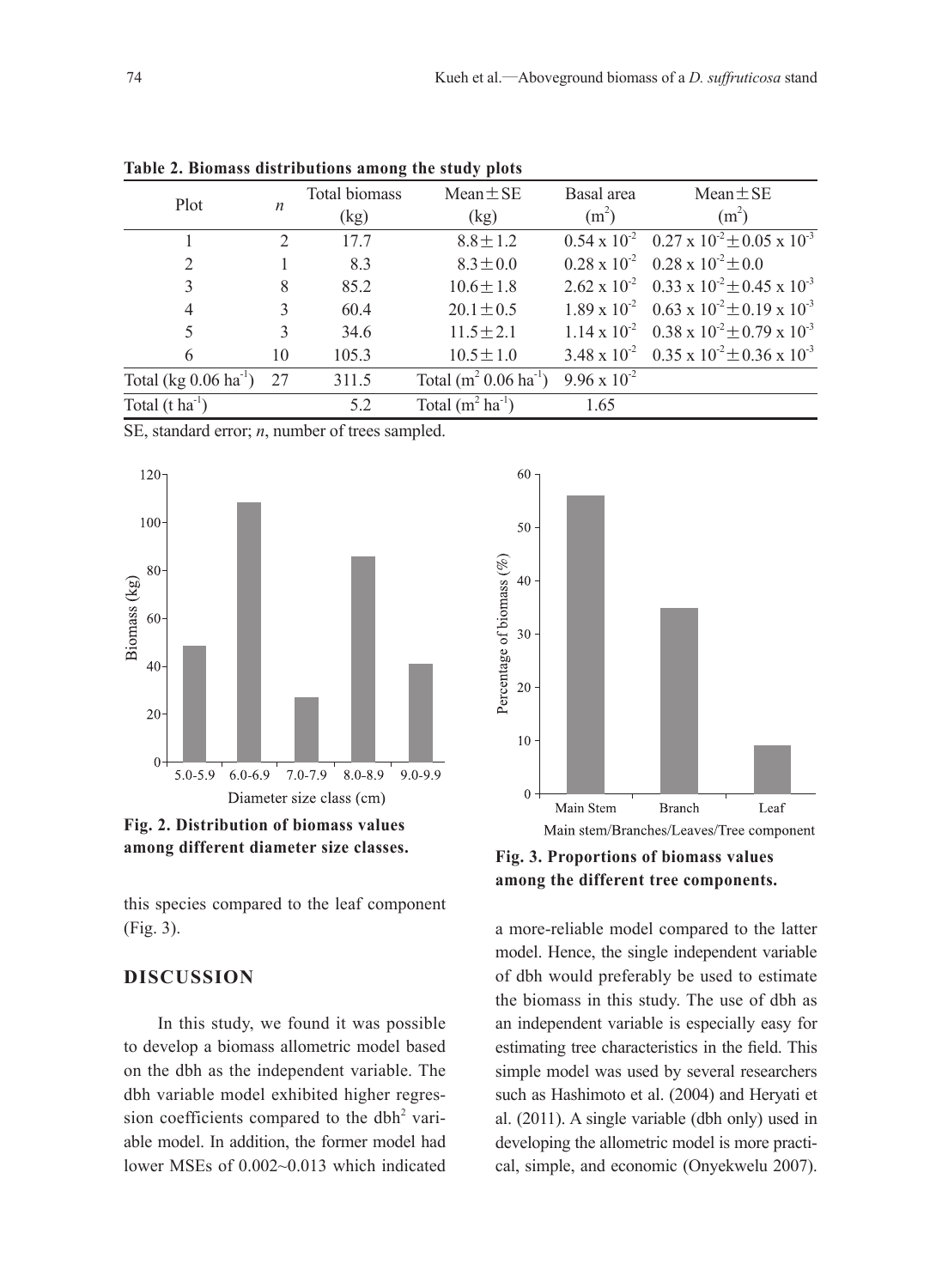**Table 2. Biomass distributions among the study plots**

| Plot | $n$ | Total biomass (kg) | Mean ± SE (kg) | Basal area ($m^2$) | Mean ± SE ($m^2$) |
|---|---|---|---|---|---|
| 1 | 2 | 17.7 | 8.8 ± 1.2 | $0.54 \times 10^{-2}$ | $0.27 \times 10^{-2} \pm 0.05 \times 10^{-3}$ |
| 2 | 1 | 8.3 | 8.3 ± 0.0 | $0.28 \times 10^{-2}$ | $0.28 \times 10^{-2} \pm 0.0$ |
| 3 | 8 | 85.2 | 10.6 ± 1.8 | $2.62 \times 10^{-2}$ | $0.33 \times 10^{-2} \pm 0.45 \times 10^{-3}$ |
| 4 | 3 | 60.4 | 20.1 ± 0.5 | $1.89 \times 10^{-2}$ | $0.63 \times 10^{-2} \pm 0.19 \times 10^{-3}$ |
| 5 | 3 | 34.6 | 11.5 ± 2.1 | $1.14 \times 10^{-2}$ | $0.38 \times 10^{-2} \pm 0.79 \times 10^{-3}$ |
| 6 | 10 | 105.3 | 10.5 ± 1.0 | $3.48 \times 10^{-2}$ | $0.35 \times 10^{-2} \pm 0.36 \times 10^{-3}$ |
| Total (kg 0.06 $ha^{-1}$) | 27 | 311.5 | Total ($m^2$ 0.06 $ha^{-1}$) | $9.96 \times 10^{-2}$ | |
| Total (t $ha^{-1}$) | | 5.2 | Total ($m^2$ $ha^{-1}$) | 1.65 | |

SE, standard error; $n$, number of trees sampled.

**Fig. 2. Distribution of biomass values among different diameter size classes.**

**Fig. 3. Proportions of biomass values among the different tree components.**

this species compared to the leaf component (Fig. 3).

## DISCUSSION

In this study, we found it was possible to develop a biomass allometric model based on the dbh as the independent variable. The dbh variable model exhibited higher regression coefficients compared to the $dbh^2$ variable model. In addition, the former model had lower MSEs of 0.002~0.013 which indicated a more-reliable model compared to the latter model. Hence, the single independent variable of dbh would preferably be used to estimate the biomass in this study. The use of dbh as an independent variable is especially easy for estimating tree characteristics in the field. This simple model was used by several researchers such as Hashimoto et al. (2004) and Heryati et al. (2011). A single variable (dbh only) used in developing the allometric model is more practical, simple, and economic (Onyekwelu 2007).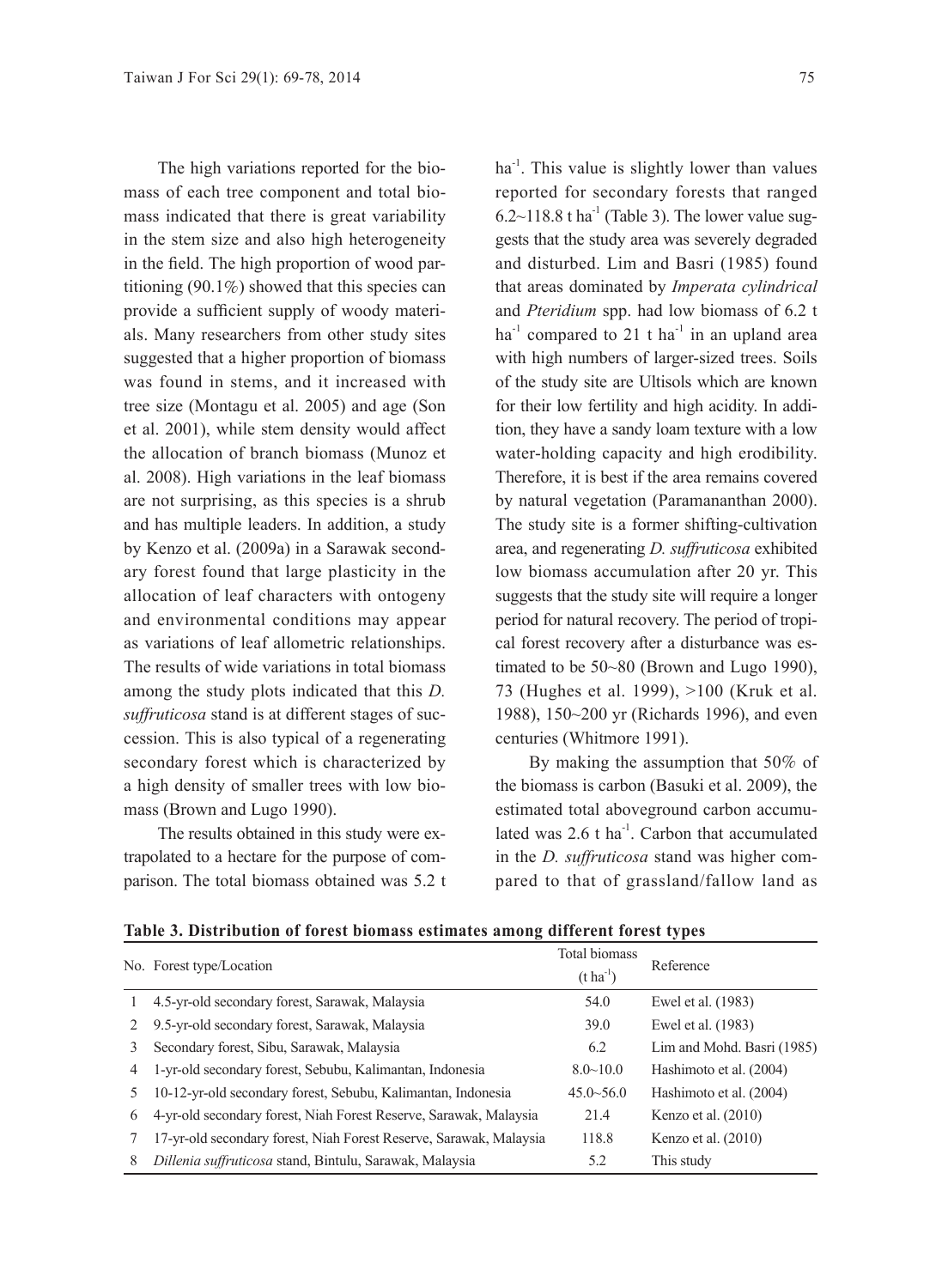The high variations reported for the biomass of each tree component and total biomass indicated that there is great variability in the stem size and also high heterogeneity in the field. The high proportion of wood partitioning (90.1%) showed that this species can provide a sufficient supply of woody materials. Many researchers from other study sites suggested that a higher proportion of biomass was found in stems, and it increased with tree size (Montagu et al. 2005) and age (Son et al. 2001), while stem density would affect the allocation of branch biomass (Munoz et al. 2008). High variations in the leaf biomass are not surprising, as this species is a shrub and has multiple leaders. In addition, a study by Kenzo et al. (2009a) in a Sarawak secondary forest found that large plasticity in the allocation of leaf characters with ontogeny and environmental conditions may appear as variations of leaf allometric relationships. The results of wide variations in total biomass among the study plots indicated that this *D. suffruticosa* stand is at different stages of succession. This is also typical of a regenerating secondary forest which is characterized by a high density of smaller trees with low biomass (Brown and Lugo 1990).

The results obtained in this study were extrapolated to a hectare for the purpose of comparison. The total biomass obtained was 5.2 t $ha^{-1}$. This value is slightly lower than values reported for secondary forests that ranged 6.2~118.8 t $ha^{-1}$ (Table 3). The lower value suggests that the study area was severely degraded and disturbed. Lim and Basri (1985) found that areas dominated by *Imperata cylindrical* and *Pteridium* spp. had low biomass of 6.2 t $ha^{-1}$ compared to 21 t $ha^{-1}$ in an upland area with high numbers of larger-sized trees. Soils of the study site are Ultisols which are known for their low fertility and high acidity. In addition, they have a sandy loam texture with a low water-holding capacity and high erodibility. Therefore, it is best if the area remains covered by natural vegetation (Paramananthan 2000). The study site is a former shifting-cultivation area, and regenerating *D. suffruticosa* exhibited low biomass accumulation after 20 yr. This suggests that the study site will require a longer period for natural recovery. The period of tropical forest recovery after a disturbance was estimated to be 50~80 (Brown and Lugo 1990), 73 (Hughes et al. 1999), >100 (Kruk et al. 1988), 150~200 yr (Richards 1996), and even centuries (Whitmore 1991).

By making the assumption that 50% of the biomass is carbon (Basuki et al. 2009), the estimated total aboveground carbon accumulated was 2.6 t $ha^{-1}$. Carbon that accumulated in the *D. suffruticosa* stand was higher compared to that of grassland/fallow land as

**Table 3. Distribution of forest biomass estimates among different forest types**

| No. | Forest type/Location | Total biomass ($t\ ha^{-1}$) | Reference |
|---|---|---|---|
| 1 | 4.5-yr-old secondary forest, Sarawak, Malaysia | 54.0 | Ewel et al. (1983) |
| 2 | 9.5-yr-old secondary forest, Sarawak, Malaysia | 39.0 | Ewel et al. (1983) |
| 3 | Secondary forest, Sibu, Sarawak, Malaysia | 6.2 | Lim and Mohd. Basri (1985) |
| 4 | 1-yr-old secondary forest, Sebubu, Kalimantan, Indonesia | 8.0~10.0 | Hashimoto et al. (2004) |
| 5 | 10-12-yr-old secondary forest, Sebubu, Kalimantan, Indonesia | 45.0~56.0 | Hashimoto et al. (2004) |
| 6 | 4-yr-old secondary forest, Niah Forest Reserve, Sarawak, Malaysia | 21.4 | Kenzo et al. (2010) |
| 7 | 17-yr-old secondary forest, Niah Forest Reserve, Sarawak, Malaysia | 118.8 | Kenzo et al. (2010) |
| 8 | *Dillenia suffruticosa* stand, Bintulu, Sarawak, Malaysia | 5.2 | This study |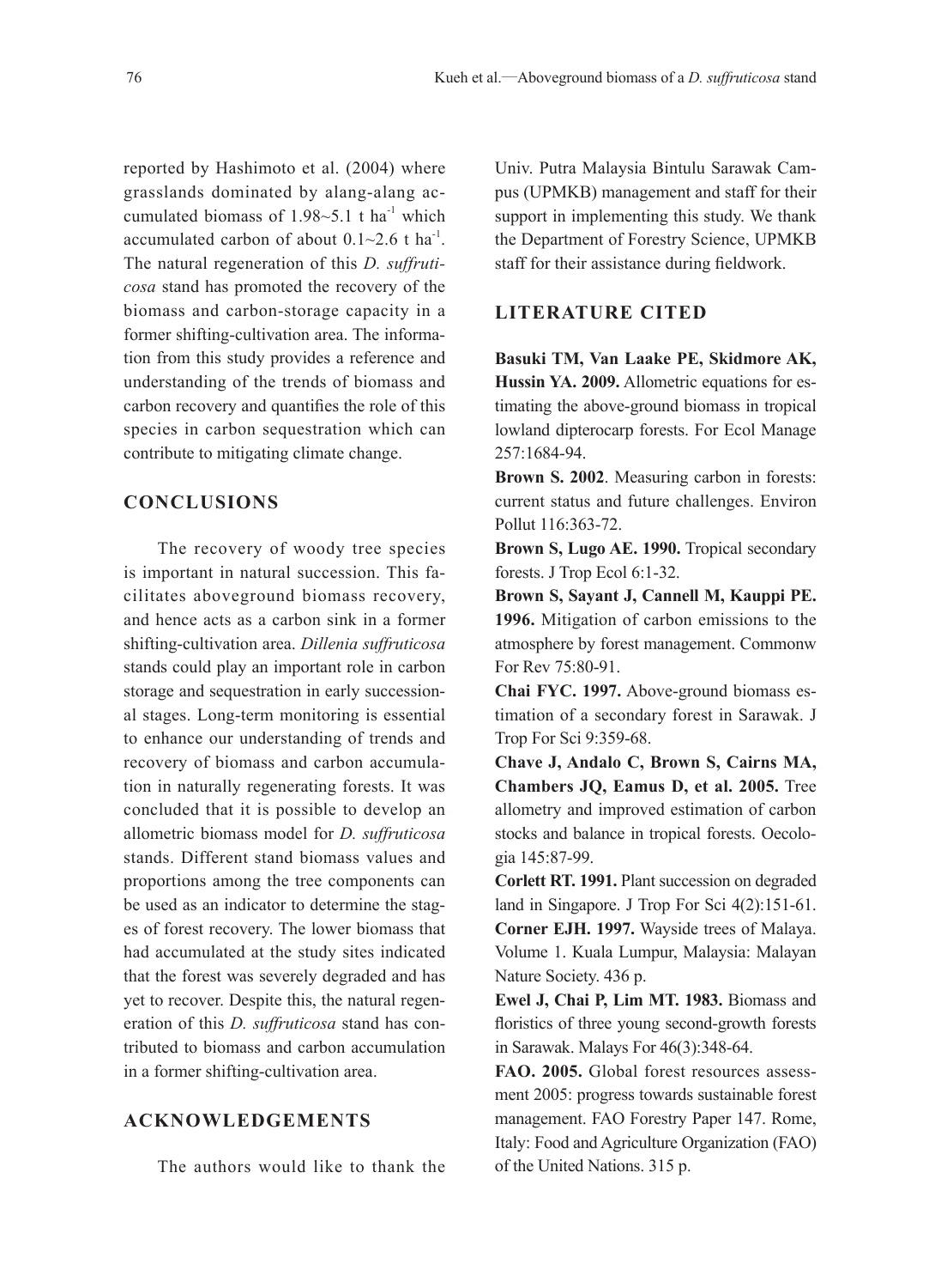reported by Hashimoto et al. (2004) where grasslands dominated by alang-alang accumulated biomass of 1.98~5.1 t $ha^{-1}$ which accumulated carbon of about 0.1~2.6 t $ha^{-1}$. The natural regeneration of this *D. suffruticosa* stand has promoted the recovery of the biomass and carbon-storage capacity in a former shifting-cultivation area. The information from this study provides a reference and understanding of the trends of biomass and carbon recovery and quantifies the role of this species in carbon sequestration which can contribute to mitigating climate change.

## CONCLUSIONS

The recovery of woody tree species is important in natural succession. This facilitates aboveground biomass recovery, and hence acts as a carbon sink in a former shifting-cultivation area. *Dillenia suffruticosa* stands could play an important role in carbon storage and sequestration in early successional stages. Long-term monitoring is essential to enhance our understanding of trends and recovery of biomass and carbon accumulation in naturally regenerating forests. It was concluded that it is possible to develop an allometric biomass model for *D. suffruticosa* stands. Different stand biomass values and proportions among the tree components can be used as an indicator to determine the stages of forest recovery. The lower biomass that had accumulated at the study sites indicated that the forest was severely degraded and has yet to recover. Despite this, the natural regeneration of this *D. suffruticosa* stand has contributed to biomass and carbon accumulation in a former shifting-cultivation area.

## ACKNOWLEDGEMENTS

The authors would like to thank the Univ. Putra Malaysia Bintulu Sarawak Campus (UPMKB) management and staff for their support in implementing this study. We thank the Department of Forestry Science, UPMKB staff for their assistance during fieldwork.

## LITERATURE CITED

**Basuki TM, Van Laake PE, Skidmore AK, Hussin YA. 2009.** Allometric equations for estimating the above-ground biomass in tropical lowland dipterocarp forests. For Ecol Manage 257:1684-94.

**Brown S. 2002**. Measuring carbon in forests: current status and future challenges. Environ Pollut 116:363-72.

**Brown S, Lugo AE. 1990.** Tropical secondary forests. J Trop Ecol 6:1-32.

**Brown S, Sayant J, Cannell M, Kauppi PE. 1996.** Mitigation of carbon emissions to the atmosphere by forest management. Commonw For Rev 75:80-91.

**Chai FYC. 1997.** Above-ground biomass estimation of a secondary forest in Sarawak. J Trop For Sci 9:359-68.

**Chave J, Andalo C, Brown S, Cairns MA, Chambers JQ, Eamus D, et al. 2005.** Tree allometry and improved estimation of carbon stocks and balance in tropical forests. Oecologia 145:87-99.

**Corlett RT. 1991.** Plant succession on degraded land in Singapore. J Trop For Sci 4(2):151-61.

**Corner EJH. 1997.** Wayside trees of Malaya. Volume 1. Kuala Lumpur, Malaysia: Malayan Nature Society. 436 p.

**Ewel J, Chai P, Lim MT. 1983.** Biomass and floristics of three young second-growth forests in Sarawak. Malays For 46(3):348-64.

**FAO. 2005.** Global forest resources assessment 2005: progress towards sustainable forest management. FAO Forestry Paper 147. Rome, Italy: Food and Agriculture Organization (FAO) of the United Nations. 315 p.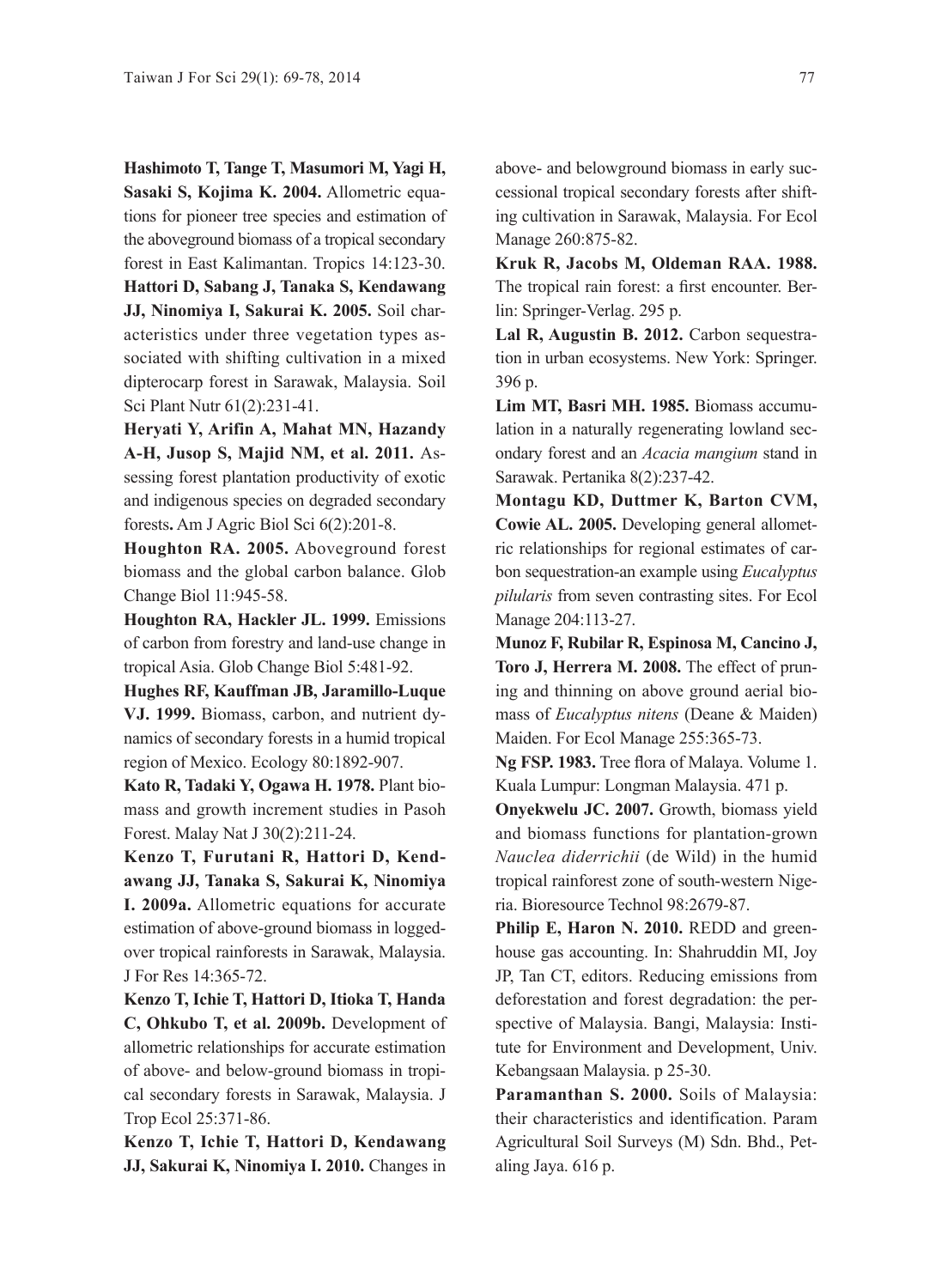**Hashimoto T, Tange T, Masumori M, Yagi H, Sasaki S, Kojima K. 2004.** Allometric equations for pioneer tree species and estimation of the aboveground biomass of a tropical secondary forest in East Kalimantan. Tropics 14:123-30.

**Hattori D, Sabang J, Tanaka S, Kendawang JJ, Ninomiya I, Sakurai K. 2005.** Soil characteristics under three vegetation types associated with shifting cultivation in a mixed dipterocarp forest in Sarawak, Malaysia. Soil Sci Plant Nutr 61(2):231-41.

**Heryati Y, Arifin A, Mahat MN, Hazandy A-H, Jusop S, Majid NM, et al. 2011.** Assessing forest plantation productivity of exotic and indigenous species on degraded secondary forests**.** Am J Agric Biol Sci 6(2):201-8.

**Houghton RA. 2005.** Aboveground forest biomass and the global carbon balance. Glob Change Biol 11:945-58.

**Houghton RA, Hackler JL. 1999.** Emissions of carbon from forestry and land-use change in tropical Asia. Glob Change Biol 5:481-92.

**Hughes RF, Kauffman JB, Jaramillo-Luque VJ. 1999.** Biomass, carbon, and nutrient dynamics of secondary forests in a humid tropical region of Mexico. Ecology 80:1892-907.

**Kato R, Tadaki Y, Ogawa H. 1978.** Plant biomass and growth increment studies in Pasoh Forest. Malay Nat J 30(2):211-24.

**Kenzo T, Furutani R, Hattori D, Kendawang JJ, Tanaka S, Sakurai K, Ninomiya I. 2009a.** Allometric equations for accurate estimation of above-ground biomass in logged-over tropical rainforests in Sarawak, Malaysia. J For Res 14:365-72.

**Kenzo T, Ichie T, Hattori D, Itioka T, Handa C, Ohkubo T, et al. 2009b.** Development of allometric relationships for accurate estimation of above- and below-ground biomass in tropical secondary forests in Sarawak, Malaysia. J Trop Ecol 25:371-86.

**Kenzo T, Ichie T, Hattori D, Kendawang JJ, Sakurai K, Ninomiya I. 2010.** Changes in above- and belowground biomass in early successional tropical secondary forests after shifting cultivation in Sarawak, Malaysia. For Ecol Manage 260:875-82.

**Kruk R, Jacobs M, Oldeman RAA. 1988.** The tropical rain forest: a first encounter. Berlin: Springer-Verlag. 295 p.

**Lal R, Augustin B. 2012.** Carbon sequestration in urban ecosystems. New York: Springer. 396 p.

**Lim MT, Basri MH. 1985.** Biomass accumulation in a naturally regenerating lowland secondary forest and an *Acacia mangium* stand in Sarawak. Pertanika 8(2):237-42.

**Montagu KD, Duttmer K, Barton CVM, Cowie AL. 2005.** Developing general allometric relationships for regional estimates of carbon sequestration-an example using *Eucalyptus pilularis* from seven contrasting sites. For Ecol Manage 204:113-27.

**Munoz F, Rubilar R, Espinosa M, Cancino J, Toro J, Herrera M. 2008.** The effect of pruning and thinning on above ground aerial biomass of *Eucalyptus nitens* (Deane & Maiden) Maiden. For Ecol Manage 255:365-73.

**Ng FSP. 1983.** Tree flora of Malaya. Volume 1. Kuala Lumpur: Longman Malaysia. 471 p.

**Onyekwelu JC. 2007.** Growth, biomass yield and biomass functions for plantation-grown *Nauclea diderrichii* (de Wild) in the humid tropical rainforest zone of south-western Nigeria. Bioresource Technol 98:2679-87.

**Philip E, Haron N. 2010.** REDD and greenhouse gas accounting. In: Shahruddin MI, Joy JP, Tan CT, editors. Reducing emissions from deforestation and forest degradation: the perspective of Malaysia. Bangi, Malaysia: Institute for Environment and Development, Univ. Kebangsaan Malaysia. p 25-30.

**Paramanthan S. 2000.** Soils of Malaysia: their characteristics and identification. Param Agricultural Soil Surveys (M) Sdn. Bhd., Petaling Jaya. 616 p.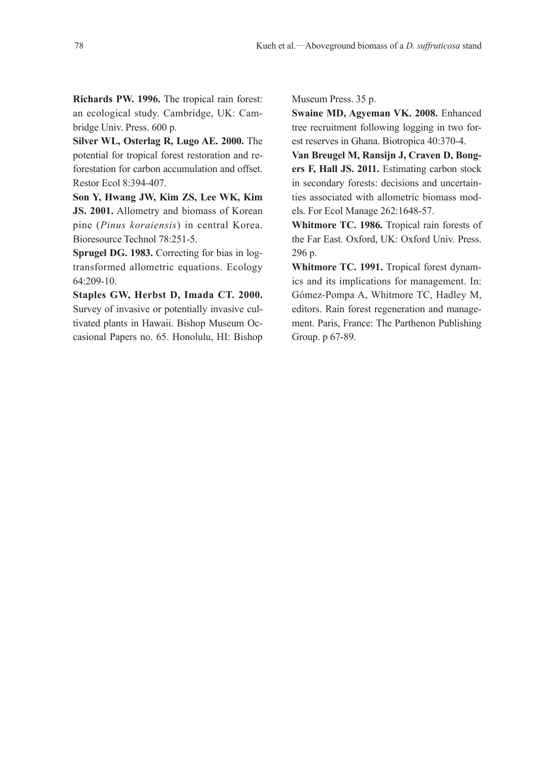**Richards PW. 1996.** The tropical rain forest: an ecological study. Cambridge, UK: Cambridge Univ. Press. 600 p.

**Silver WL, Osterlag R, Lugo AE. 2000.** The potential for tropical forest restoration and reforestation for carbon accumulation and offset. Restor Ecol 8:394-407.

**Son Y, Hwang JW, Kim ZS, Lee WK, Kim JS. 2001.** Allometry and biomass of Korean pine (*Pinus koraiensis*) in central Korea. Bioresource Technol 78:251-5.

**Sprugel DG. 1983.** Correcting for bias in log-transformed allometric equations. Ecology 64:209-10.

**Staples GW, Herbst D, Imada CT. 2000.** Survey of invasive or potentially invasive cultivated plants in Hawaii. Bishop Museum Occasional Papers no. 65. Honolulu, HI: Bishop Museum Press. 35 p.

**Swaine MD, Agyeman VK. 2008.** Enhanced tree recruitment following logging in two forest reserves in Ghana. Biotropica 40:370-4.

**Van Breugel M, Ransijn J, Craven D, Bongers F, Hall JS. 2011.** Estimating carbon stock in secondary forests: decisions and uncertainties associated with allometric biomass models. For Ecol Manage 262:1648-57.

**Whitmore TC. 1986.** Tropical rain forests of the Far East. Oxford, UK: Oxford Univ. Press. 296 p.

**Whitmore TC. 1991.** Tropical forest dynamics and its implications for management. In: Gómez-Pompa A, Whitmore TC, Hadley M, editors. Rain forest regeneration and management. Paris, France: The Parthenon Publishing Group. p 67-89.